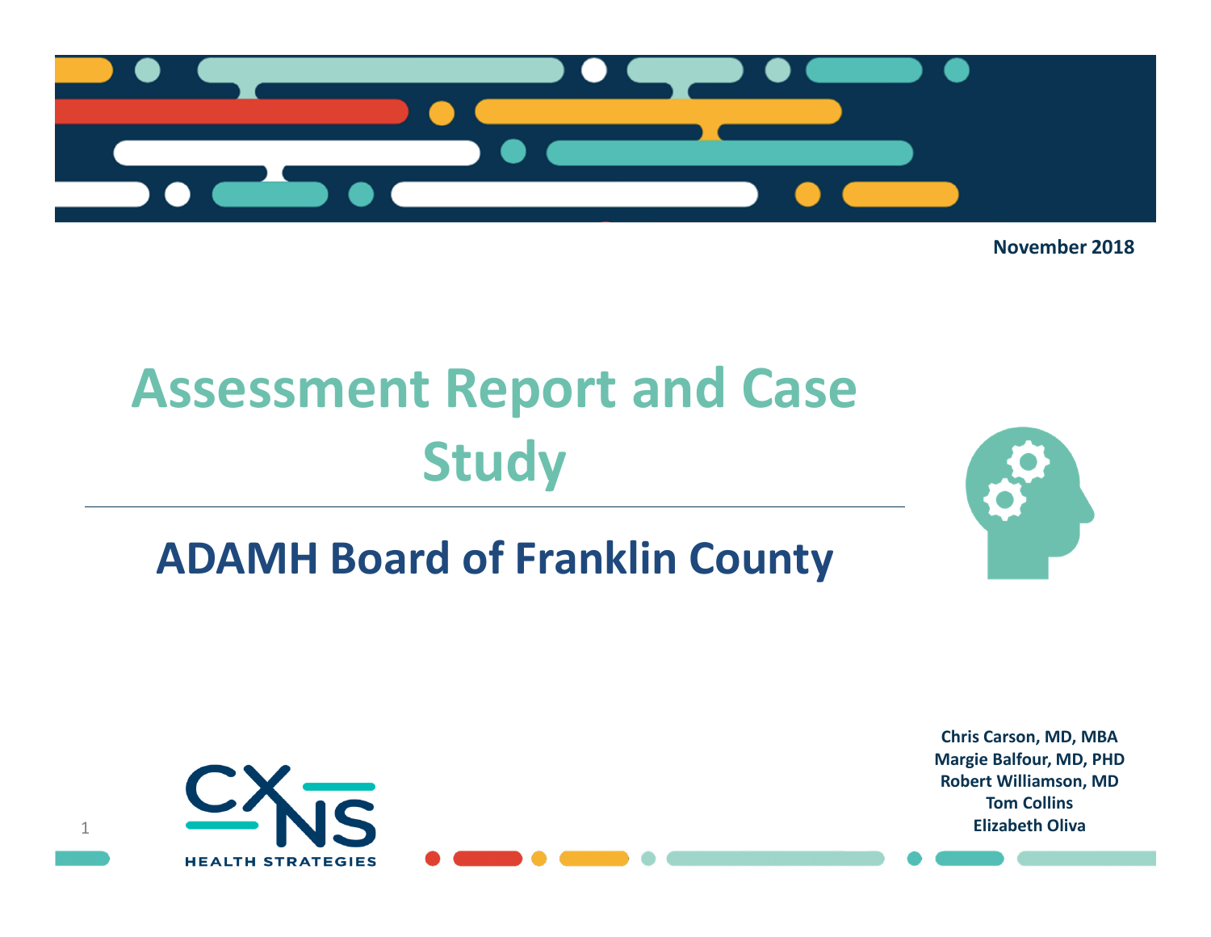November 2018

# Assessment Report and Case Study

## ADAMH Board of Franklin County

CXNS HEALTH STRATEGIES

**Chris Carson, MD, MBA**
**Margie Balfour, MD, PHD**
**Robert Williamson, MD**
**Tom Collins**
**Elizabeth Oliva**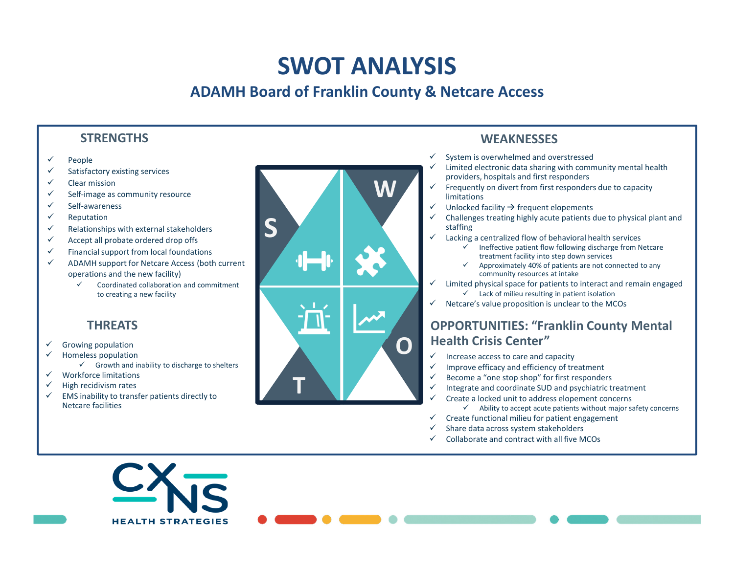# SWOT ANALYSIS

## ADAMH Board of Franklin County & Netcare Access

### STRENGTHS

- ✓ People
- ✓ Satisfactory existing services
- ✓ Clear mission
- ✓ Self-image as community resource
- ✓ Self-awareness
- ✓ Reputation
- ✓ Relationships with external stakeholders
- ✓ Accept all probate ordered drop offs
- ✓ Financial support from local foundations
- ✓ ADAMH support for Netcare Access (both current operations and the new facility)
  - ✓ Coordinated collaboration and commitment to creating a new facility

### WEAKNESSES

- ✓ System is overwhelmed and overstressed
- ✓ Limited electronic data sharing with community mental health providers, hospitals and first responders
- ✓ Frequently on divert from first responders due to capacity limitations
- ✓ Unlocked facility → frequent elopements
- ✓ Challenges treating highly acute patients due to physical plant and staffing
- ✓ Lacking a centralized flow of behavioral health services
  - ✓ Ineffective patient flow following discharge from Netcare treatment facility into step down services
  - ✓ Approximately 40% of patients are not connected to any community resources at intake
- ✓ Limited physical space for patients to interact and remain engaged
  - ✓ Lack of milieu resulting in patient isolation
- ✓ Netcare's value proposition is unclear to the MCOs

### THREATS

- ✓ Growing population
- ✓ Homeless population
  - ✓ Growth and inability to discharge to shelters
- ✓ Workforce limitations
- ✓ High recidivism rates
- ✓ EMS inability to transfer patients directly to Netcare facilities

### OPPORTUNITIES: "Franklin County Mental Health Crisis Center"

- ✓ Increase access to care and capacity
- ✓ Improve efficacy and efficiency of treatment
- ✓ Become a "one stop shop" for first responders
- ✓ Integrate and coordinate SUD and psychiatric treatment
- ✓ Create a locked unit to address elopement concerns
  - ✓ Ability to accept acute patients without major safety concerns
- ✓ Create functional milieu for patient engagement
- ✓ Share data across system stakeholders
- ✓ Collaborate and contract with all five MCOs

CXNS HEALTH STRATEGIES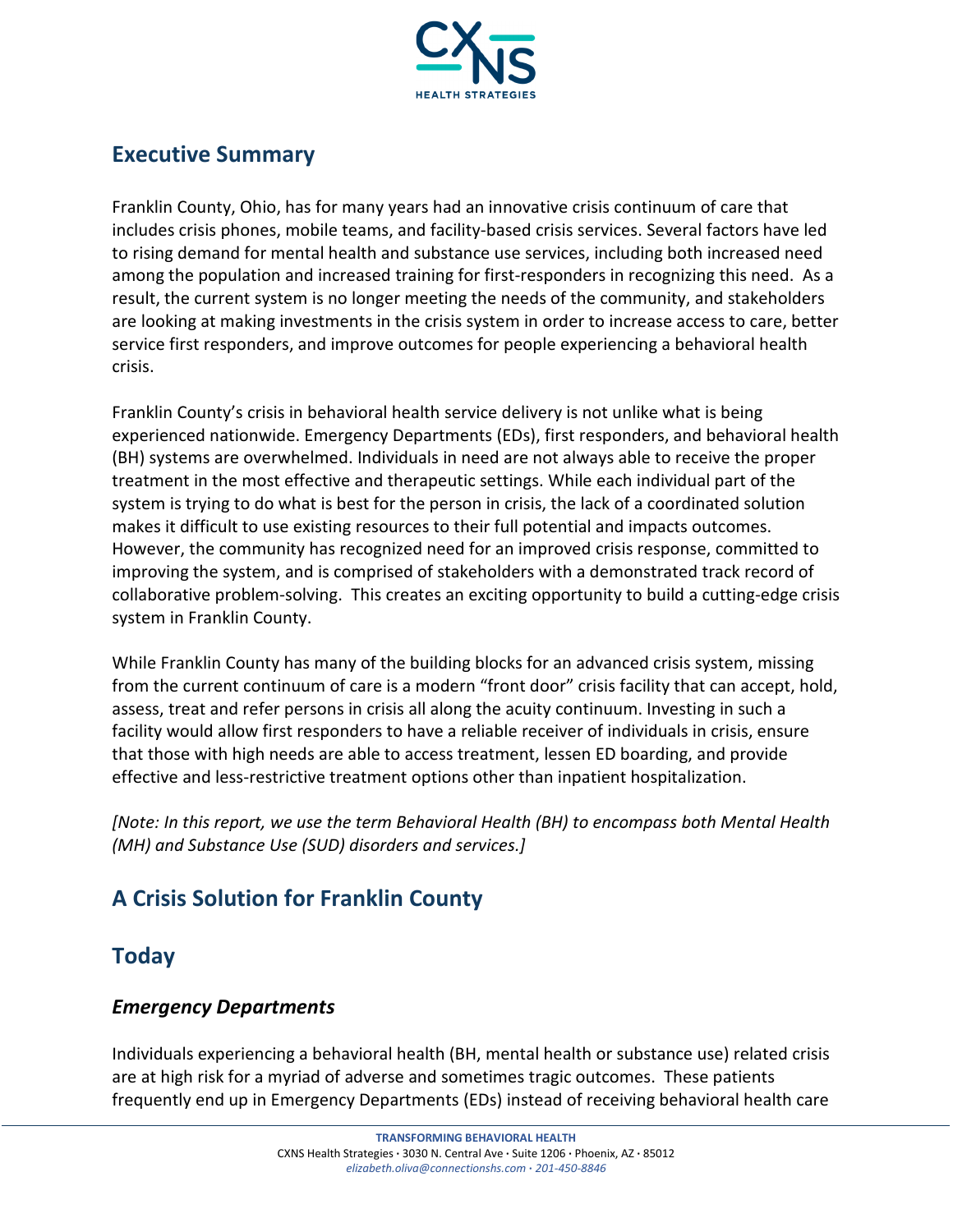## Executive Summary

Franklin County, Ohio, has for many years had an innovative crisis continuum of care that includes crisis phones, mobile teams, and facility-based crisis services. Several factors have led to rising demand for mental health and substance use services, including both increased need among the population and increased training for first-responders in recognizing this need. As a result, the current system is no longer meeting the needs of the community, and stakeholders are looking at making investments in the crisis system in order to increase access to care, better service first responders, and improve outcomes for people experiencing a behavioral health crisis.

Franklin County's crisis in behavioral health service delivery is not unlike what is being experienced nationwide. Emergency Departments (EDs), first responders, and behavioral health (BH) systems are overwhelmed. Individuals in need are not always able to receive the proper treatment in the most effective and therapeutic settings. While each individual part of the system is trying to do what is best for the person in crisis, the lack of a coordinated solution makes it difficult to use existing resources to their full potential and impacts outcomes. However, the community has recognized need for an improved crisis response, committed to improving the system, and is comprised of stakeholders with a demonstrated track record of collaborative problem-solving. This creates an exciting opportunity to build a cutting-edge crisis system in Franklin County.

While Franklin County has many of the building blocks for an advanced crisis system, missing from the current continuum of care is a modern "front door" crisis facility that can accept, hold, assess, treat and refer persons in crisis all along the acuity continuum. Investing in such a facility would allow first responders to have a reliable receiver of individuals in crisis, ensure that those with high needs are able to access treatment, lessen ED boarding, and provide effective and less-restrictive treatment options other than inpatient hospitalization.

*[Note: In this report, we use the term Behavioral Health (BH) to encompass both Mental Health (MH) and Substance Use (SUD) disorders and services.]*

## A Crisis Solution for Franklin County

## Today

### *Emergency Departments*

Individuals experiencing a behavioral health (BH, mental health or substance use) related crisis are at high risk for a myriad of adverse and sometimes tragic outcomes. These patients frequently end up in Emergency Departments (EDs) instead of receiving behavioral health care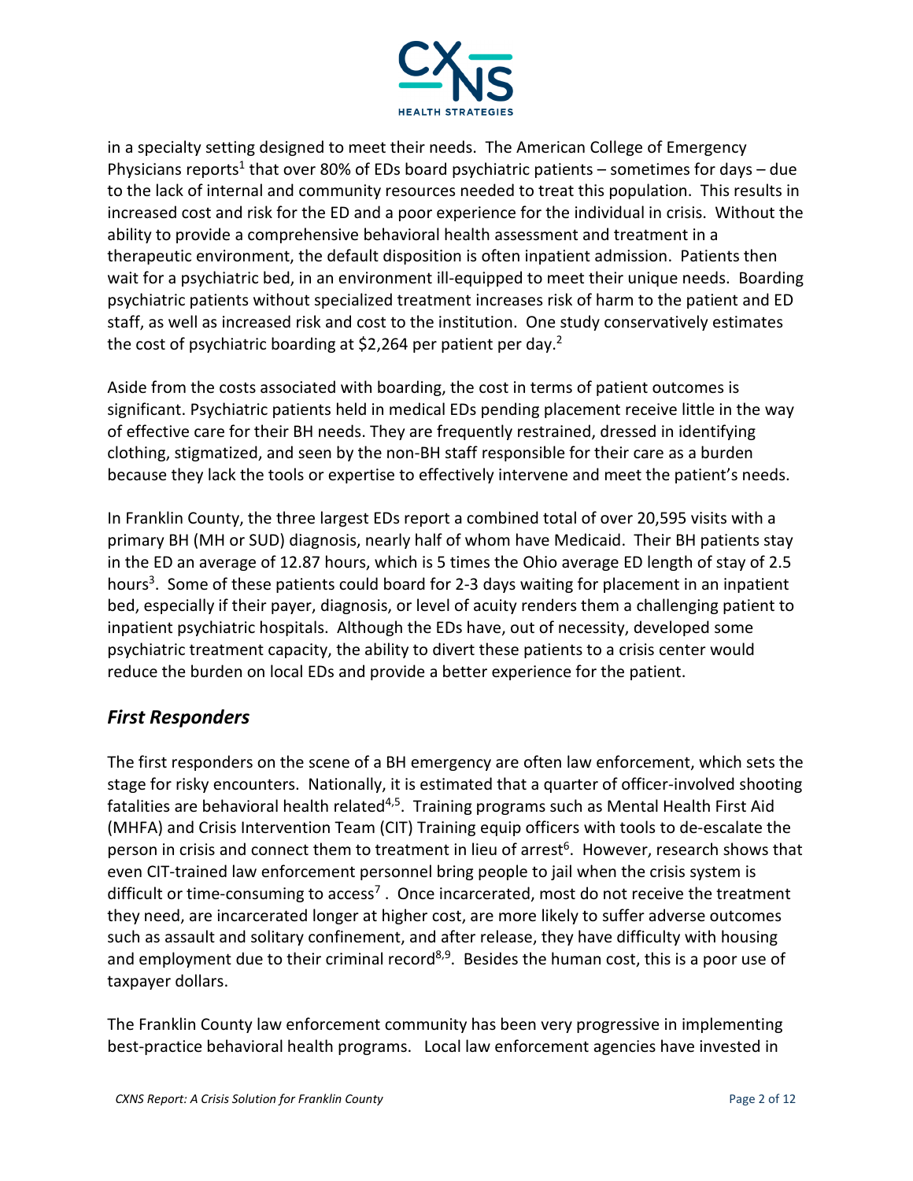in a specialty setting designed to meet their needs. The American College of Emergency Physicians reports[1] that over 80% of EDs board psychiatric patients – sometimes for days – due to the lack of internal and community resources needed to treat this population. This results in increased cost and risk for the ED and a poor experience for the individual in crisis. Without the ability to provide a comprehensive behavioral health assessment and treatment in a therapeutic environment, the default disposition is often inpatient admission. Patients then wait for a psychiatric bed, in an environment ill-equipped to meet their unique needs. Boarding psychiatric patients without specialized treatment increases risk of harm to the patient and ED staff, as well as increased risk and cost to the institution. One study conservatively estimates the cost of psychiatric boarding at $2,264 per patient per day.[2]

Aside from the costs associated with boarding, the cost in terms of patient outcomes is significant. Psychiatric patients held in medical EDs pending placement receive little in the way of effective care for their BH needs. They are frequently restrained, dressed in identifying clothing, stigmatized, and seen by the non-BH staff responsible for their care as a burden because they lack the tools or expertise to effectively intervene and meet the patient's needs.

In Franklin County, the three largest EDs report a combined total of over 20,595 visits with a primary BH (MH or SUD) diagnosis, nearly half of whom have Medicaid. Their BH patients stay in the ED an average of 12.87 hours, which is 5 times the Ohio average ED length of stay of 2.5 hours[3]. Some of these patients could board for 2-3 days waiting for placement in an inpatient bed, especially if their payer, diagnosis, or level of acuity renders them a challenging patient to inpatient psychiatric hospitals. Although the EDs have, out of necessity, developed some psychiatric treatment capacity, the ability to divert these patients to a crisis center would reduce the burden on local EDs and provide a better experience for the patient.

## *First Responders*

The first responders on the scene of a BH emergency are often law enforcement, which sets the stage for risky encounters. Nationally, it is estimated that a quarter of officer-involved shooting fatalities are behavioral health related[4,5]. Training programs such as Mental Health First Aid (MHFA) and Crisis Intervention Team (CIT) Training equip officers with tools to de-escalate the person in crisis and connect them to treatment in lieu of arrest[6]. However, research shows that even CIT-trained law enforcement personnel bring people to jail when the crisis system is difficult or time-consuming to access[7]. Once incarcerated, most do not receive the treatment they need, are incarcerated longer at higher cost, are more likely to suffer adverse outcomes such as assault and solitary confinement, and after release, they have difficulty with housing and employment due to their criminal record[8,9]. Besides the human cost, this is a poor use of taxpayer dollars.

The Franklin County law enforcement community has been very progressive in implementing best-practice behavioral health programs. Local law enforcement agencies have invested in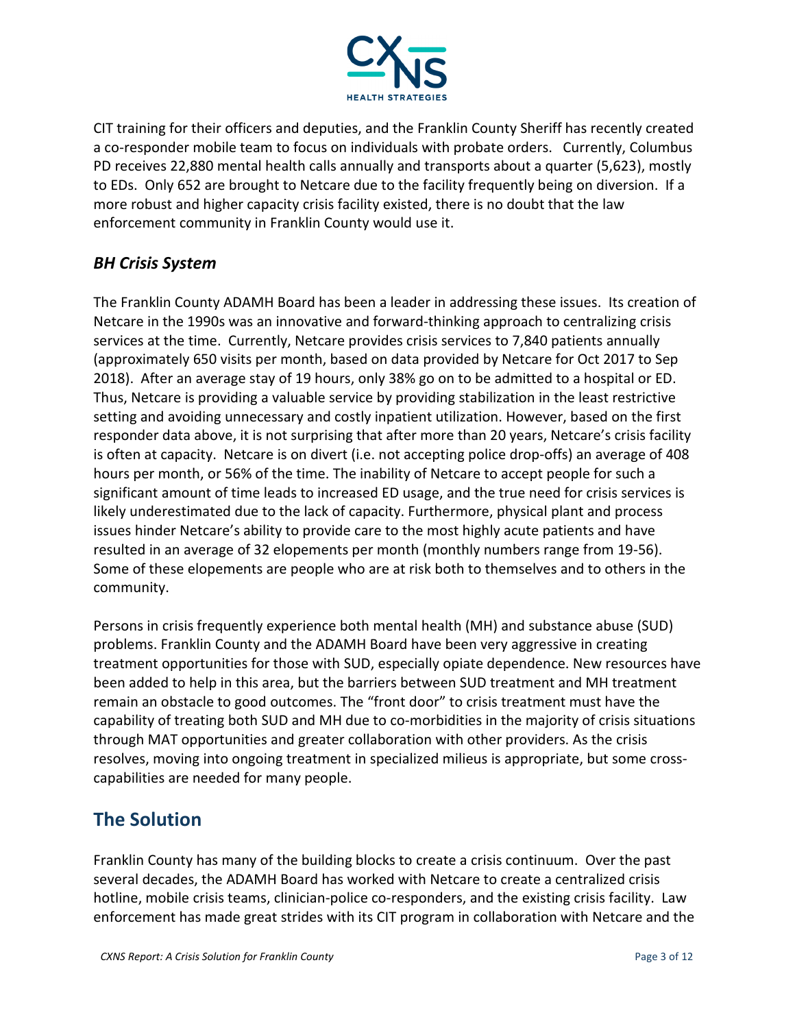CIT training for their officers and deputies, and the Franklin County Sheriff has recently created a co-responder mobile team to focus on individuals with probate orders. Currently, Columbus PD receives 22,880 mental health calls annually and transports about a quarter (5,623), mostly to EDs. Only 652 are brought to Netcare due to the facility frequently being on diversion. If a more robust and higher capacity crisis facility existed, there is no doubt that the law enforcement community in Franklin County would use it.

### *BH Crisis System*

The Franklin County ADAMH Board has been a leader in addressing these issues. Its creation of Netcare in the 1990s was an innovative and forward-thinking approach to centralizing crisis services at the time. Currently, Netcare provides crisis services to 7,840 patients annually (approximately 650 visits per month, based on data provided by Netcare for Oct 2017 to Sep 2018). After an average stay of 19 hours, only 38% go on to be admitted to a hospital or ED. Thus, Netcare is providing a valuable service by providing stabilization in the least restrictive setting and avoiding unnecessary and costly inpatient utilization. However, based on the first responder data above, it is not surprising that after more than 20 years, Netcare's crisis facility is often at capacity. Netcare is on divert (i.e. not accepting police drop-offs) an average of 408 hours per month, or 56% of the time. The inability of Netcare to accept people for such a significant amount of time leads to increased ED usage, and the true need for crisis services is likely underestimated due to the lack of capacity. Furthermore, physical plant and process issues hinder Netcare's ability to provide care to the most highly acute patients and have resulted in an average of 32 elopements per month (monthly numbers range from 19-56). Some of these elopements are people who are at risk both to themselves and to others in the community.

Persons in crisis frequently experience both mental health (MH) and substance abuse (SUD) problems. Franklin County and the ADAMH Board have been very aggressive in creating treatment opportunities for those with SUD, especially opiate dependence. New resources have been added to help in this area, but the barriers between SUD treatment and MH treatment remain an obstacle to good outcomes. The "front door" to crisis treatment must have the capability of treating both SUD and MH due to co-morbidities in the majority of crisis situations through MAT opportunities and greater collaboration with other providers. As the crisis resolves, moving into ongoing treatment in specialized milieus is appropriate, but some cross-capabilities are needed for many people.

## The Solution

Franklin County has many of the building blocks to create a crisis continuum. Over the past several decades, the ADAMH Board has worked with Netcare to create a centralized crisis hotline, mobile crisis teams, clinician-police co-responders, and the existing crisis facility. Law enforcement has made great strides with its CIT program in collaboration with Netcare and the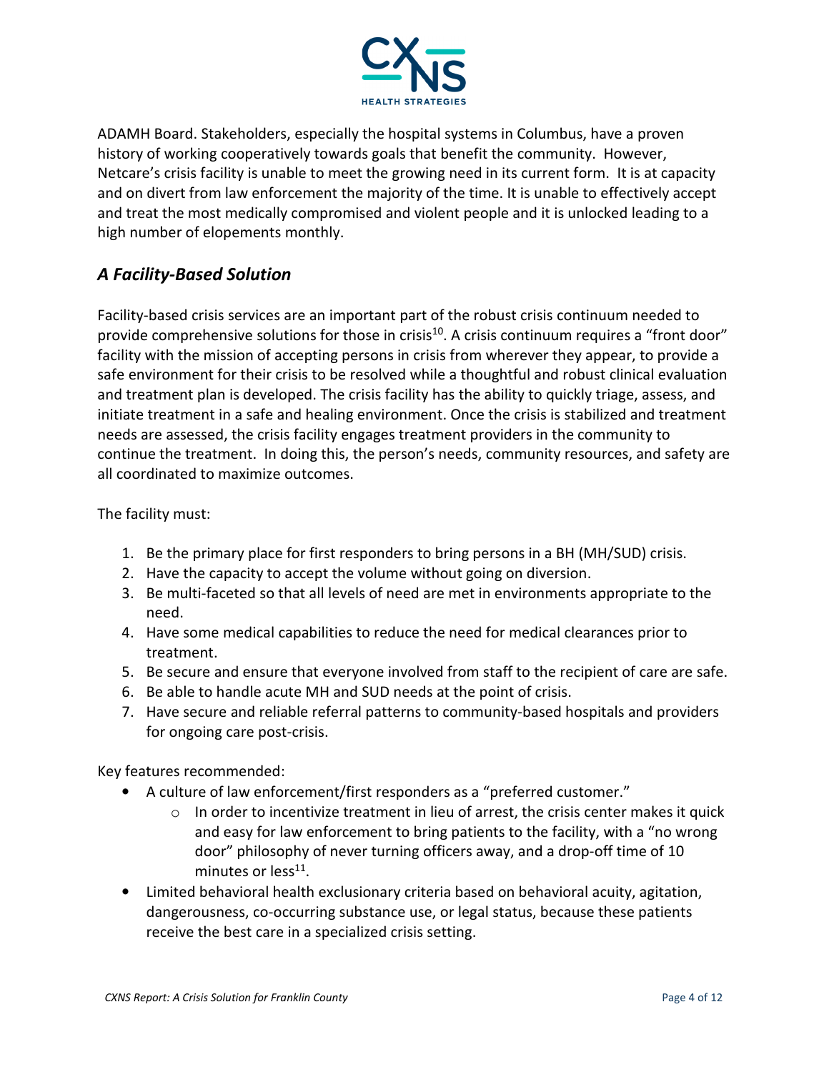ADAMH Board. Stakeholders, especially the hospital systems in Columbus, have a proven history of working cooperatively towards goals that benefit the community. However, Netcare's crisis facility is unable to meet the growing need in its current form. It is at capacity and on divert from law enforcement the majority of the time. It is unable to effectively accept and treat the most medically compromised and violent people and it is unlocked leading to a high number of elopements monthly.

## *A Facility-Based Solution*

Facility-based crisis services are an important part of the robust crisis continuum needed to provide comprehensive solutions for those in crisis[10]. A crisis continuum requires a "front door" facility with the mission of accepting persons in crisis from wherever they appear, to provide a safe environment for their crisis to be resolved while a thoughtful and robust clinical evaluation and treatment plan is developed. The crisis facility has the ability to quickly triage, assess, and initiate treatment in a safe and healing environment. Once the crisis is stabilized and treatment needs are assessed, the crisis facility engages treatment providers in the community to continue the treatment. In doing this, the person's needs, community resources, and safety are all coordinated to maximize outcomes.

The facility must:

1. Be the primary place for first responders to bring persons in a BH (MH/SUD) crisis.
2. Have the capacity to accept the volume without going on diversion.
3. Be multi-faceted so that all levels of need are met in environments appropriate to the need.
4. Have some medical capabilities to reduce the need for medical clearances prior to treatment.
5. Be secure and ensure that everyone involved from staff to the recipient of care are safe.
6. Be able to handle acute MH and SUD needs at the point of crisis.
7. Have secure and reliable referral patterns to community-based hospitals and providers for ongoing care post-crisis.

Key features recommended:

- A culture of law enforcement/first responders as a "preferred customer."
  - In order to incentivize treatment in lieu of arrest, the crisis center makes it quick and easy for law enforcement to bring patients to the facility, with a "no wrong door" philosophy of never turning officers away, and a drop-off time of 10 minutes or less[11].
- Limited behavioral health exclusionary criteria based on behavioral acuity, agitation, dangerousness, co-occurring substance use, or legal status, because these patients receive the best care in a specialized crisis setting.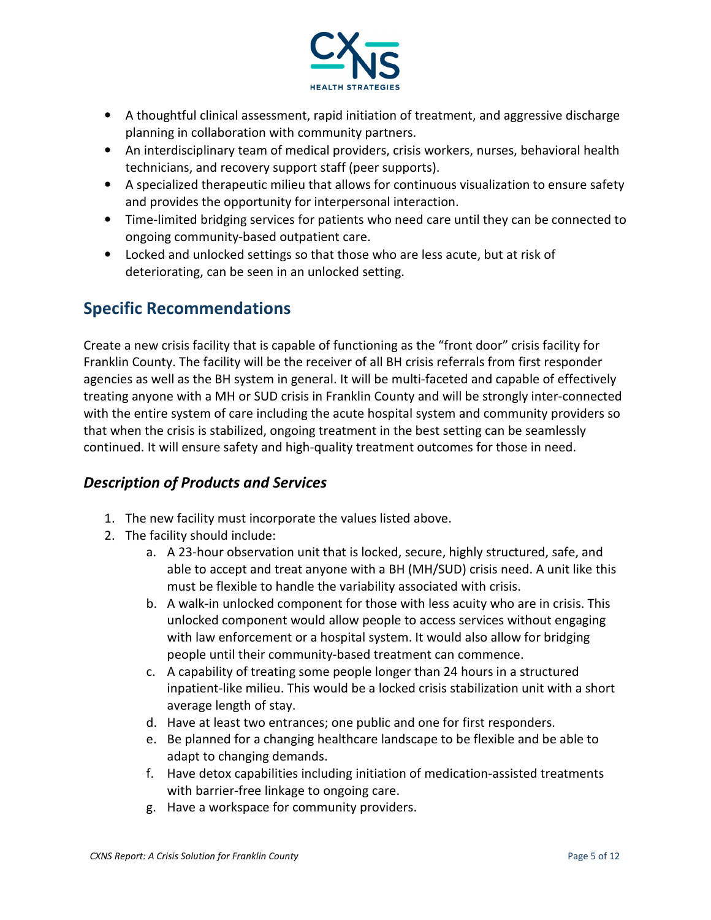- A thoughtful clinical assessment, rapid initiation of treatment, and aggressive discharge planning in collaboration with community partners.
- An interdisciplinary team of medical providers, crisis workers, nurses, behavioral health technicians, and recovery support staff (peer supports).
- A specialized therapeutic milieu that allows for continuous visualization to ensure safety and provides the opportunity for interpersonal interaction.
- Time-limited bridging services for patients who need care until they can be connected to ongoing community-based outpatient care.
- Locked and unlocked settings so that those who are less acute, but at risk of deteriorating, can be seen in an unlocked setting.

## Specific Recommendations

Create a new crisis facility that is capable of functioning as the "front door" crisis facility for Franklin County. The facility will be the receiver of all BH crisis referrals from first responder agencies as well as the BH system in general. It will be multi-faceted and capable of effectively treating anyone with a MH or SUD crisis in Franklin County and will be strongly inter-connected with the entire system of care including the acute hospital system and community providers so that when the crisis is stabilized, ongoing treatment in the best setting can be seamlessly continued. It will ensure safety and high-quality treatment outcomes for those in need.

### *Description of Products and Services*

1. The new facility must incorporate the values listed above.
2. The facility should include:
    a. A 23-hour observation unit that is locked, secure, highly structured, safe, and able to accept and treat anyone with a BH (MH/SUD) crisis need. A unit like this must be flexible to handle the variability associated with crisis.
    b. A walk-in unlocked component for those with less acuity who are in crisis. This unlocked component would allow people to access services without engaging with law enforcement or a hospital system. It would also allow for bridging people until their community-based treatment can commence.
    c. A capability of treating some people longer than 24 hours in a structured inpatient-like milieu. This would be a locked crisis stabilization unit with a short average length of stay.
    d. Have at least two entrances; one public and one for first responders.
    e. Be planned for a changing healthcare landscape to be flexible and be able to adapt to changing demands.
    f. Have detox capabilities including initiation of medication-assisted treatments with barrier-free linkage to ongoing care.
    g. Have a workspace for community providers.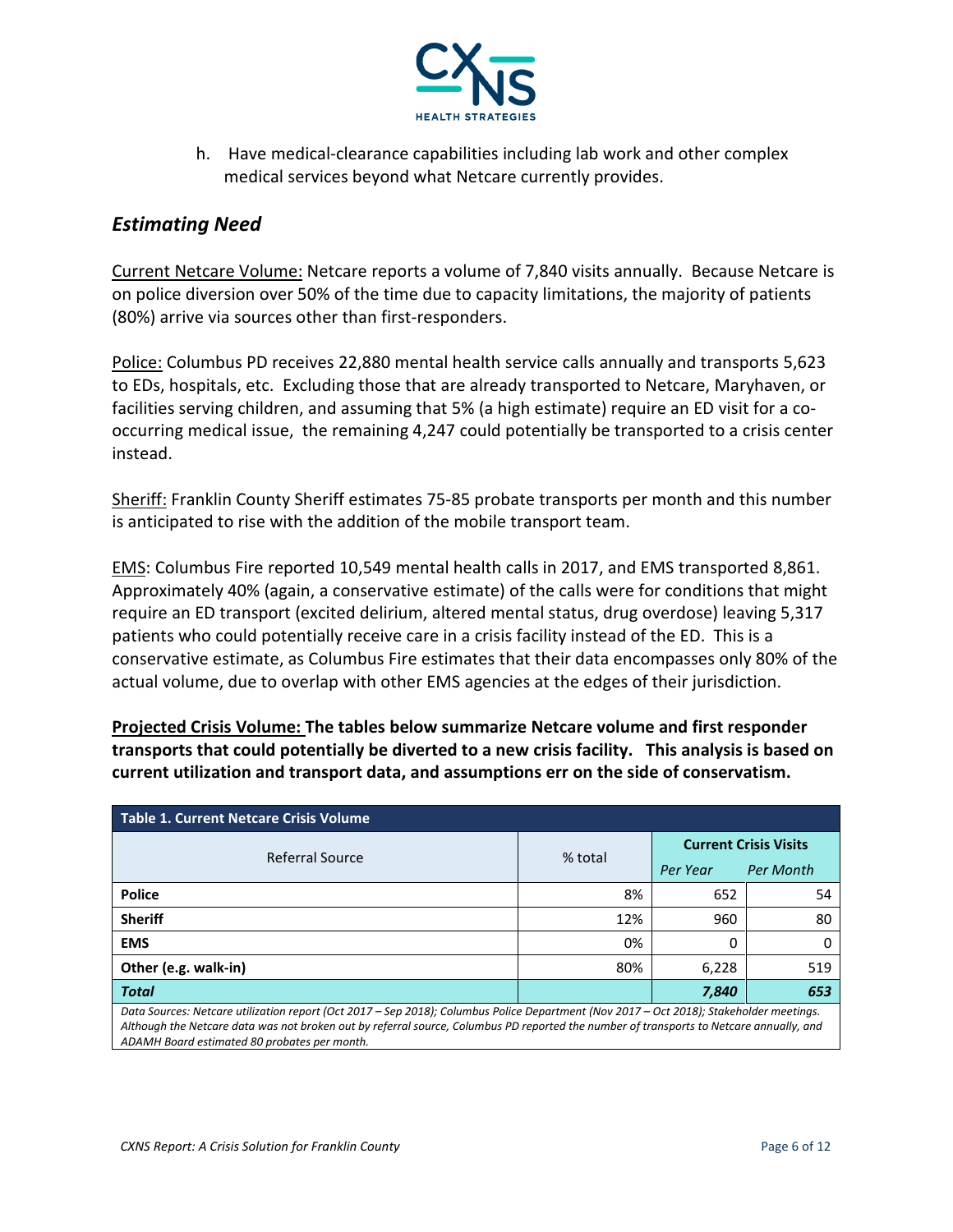h. Have medical-clearance capabilities including lab work and other complex medical services beyond what Netcare currently provides.

## *Estimating Need*

Current Netcare Volume: Netcare reports a volume of 7,840 visits annually. Because Netcare is on police diversion over 50% of the time due to capacity limitations, the majority of patients (80%) arrive via sources other than first-responders.

Police: Columbus PD receives 22,880 mental health service calls annually and transports 5,623 to EDs, hospitals, etc. Excluding those that are already transported to Netcare, Maryhaven, or facilities serving children, and assuming that 5% (a high estimate) require an ED visit for a co-occurring medical issue, the remaining 4,247 could potentially be transported to a crisis center instead.

Sheriff: Franklin County Sheriff estimates 75-85 probate transports per month and this number is anticipated to rise with the addition of the mobile transport team.

EMS: Columbus Fire reported 10,549 mental health calls in 2017, and EMS transported 8,861. Approximately 40% (again, a conservative estimate) of the calls were for conditions that might require an ED transport (excited delirium, altered mental status, drug overdose) leaving 5,317 patients who could potentially receive care in a crisis facility instead of the ED. This is a conservative estimate, as Columbus Fire estimates that their data encompasses only 80% of the actual volume, due to overlap with other EMS agencies at the edges of their jurisdiction.

**Projected Crisis Volume: The tables below summarize Netcare volume and first responder transports that could potentially be diverted to a new crisis facility. This analysis is based on current utilization and transport data, and assumptions err on the side of conservatism.**

**Table 1. Current Netcare Crisis Volume**

| Referral Source | % total | Current Crisis Visits | |
|---|---|---|---|
| | | *Per Year* | *Per Month* |
| **Police** | 8% | 652 | 54 |
| **Sheriff** | 12% | 960 | 80 |
| **EMS** | 0% | 0 | 0 |
| **Other (e.g. walk-in)** | 80% | 6,228 | 519 |
| ***Total*** | | ***7,840*** | ***653*** |

*Data Sources: Netcare utilization report (Oct 2017 – Sep 2018); Columbus Police Department (Nov 2017 – Oct 2018); Stakeholder meetings. Although the Netcare data was not broken out by referral source, Columbus PD reported the number of transports to Netcare annually, and ADAMH Board estimated 80 probates per month.*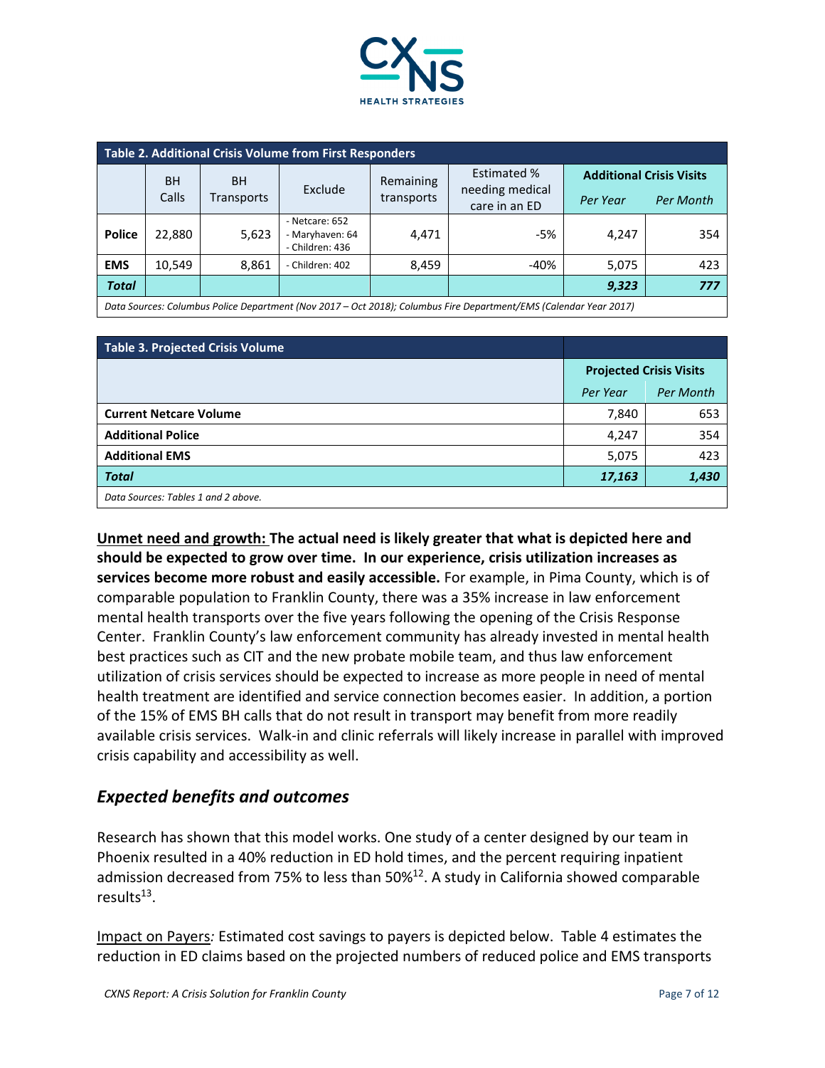| Table 2. Additional Crisis Volume from First Responders | | | | | | | |
|---|---|---|---|---|---|---|---|
| | BH Calls | BH Transports | Exclude | Remaining transports | Estimated % needing medical care in an ED | Additional Crisis Visits | |
| | | | | | | *Per Year* | *Per Month* |
| **Police** | 22,880 | 5,623 | - Netcare: 652<br>- Maryhaven: 64<br>- Children: 436 | 4,471 | -5% | 4,247 | 354 |
| **EMS** | 10,549 | 8,861 | - Children: 402 | 8,459 | -40% | 5,075 | 423 |
| ***Total*** | | | | | | ***9,323*** | ***777*** |

*Data Sources: Columbus Police Department (Nov 2017 – Oct 2018); Columbus Fire Department/EMS (Calendar Year 2017)*

| Table 3. Projected Crisis Volume | | |
|---|---|---|
| | Projected Crisis Visits | |
| | *Per Year* | *Per Month* |
| **Current Netcare Volume** | 7,840 | 653 |
| **Additional Police** | 4,247 | 354 |
| **Additional EMS** | 5,075 | 423 |
| ***Total*** | ***17,163*** | ***1,430*** |

*Data Sources: Tables 1 and 2 above.*

**Unmet need and growth: The actual need is likely greater that what is depicted here and should be expected to grow over time. In our experience, crisis utilization increases as services become more robust and easily accessible.** For example, in Pima County, which is of comparable population to Franklin County, there was a 35% increase in law enforcement mental health transports over the five years following the opening of the Crisis Response Center. Franklin County's law enforcement community has already invested in mental health best practices such as CIT and the new probate mobile team, and thus law enforcement utilization of crisis services should be expected to increase as more people in need of mental health treatment are identified and service connection becomes easier. In addition, a portion of the 15% of EMS BH calls that do not result in transport may benefit from more readily available crisis services. Walk-in and clinic referrals will likely increase in parallel with improved crisis capability and accessibility as well.

## *Expected benefits and outcomes*

Research has shown that this model works. One study of a center designed by our team in Phoenix resulted in a 40% reduction in ED hold times, and the percent requiring inpatient admission decreased from 75% to less than 50%[12]. A study in California showed comparable results[13].

Impact on Payers*:* Estimated cost savings to payers is depicted below. Table 4 estimates the reduction in ED claims based on the projected numbers of reduced police and EMS transports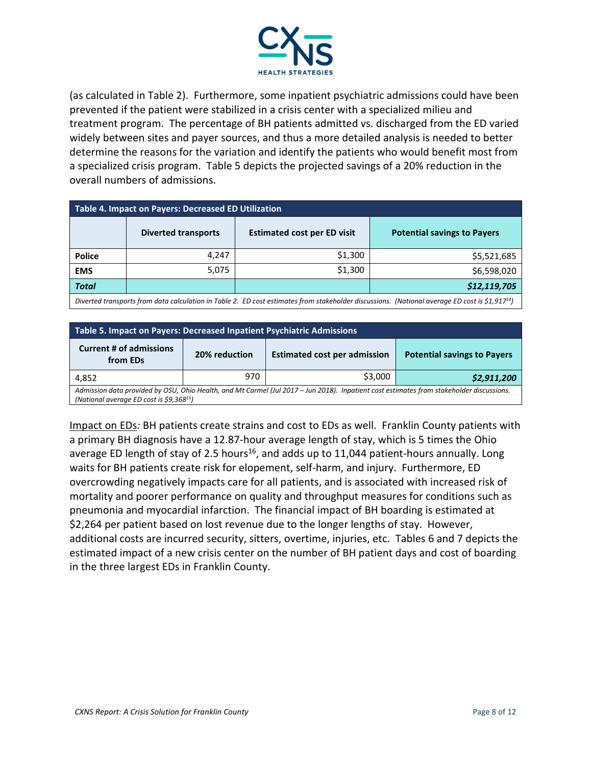(as calculated in Table 2). Furthermore, some inpatient psychiatric admissions could have been prevented if the patient were stabilized in a crisis center with a specialized milieu and treatment program. The percentage of BH patients admitted vs. discharged from the ED varied widely between sites and payer sources, and thus a more detailed analysis is needed to better determine the reasons for the variation and identify the patients who would benefit most from a specialized crisis program. Table 5 depicts the projected savings of a 20% reduction in the overall numbers of admissions.

| Table 4. Impact on Payers: Decreased ED Utilization | | | |
|---|---|---|---|
| | **Diverted transports** | **Estimated cost per ED visit** | **Potential savings to Payers** |
| **Police** | 4,247 | $1,300 | $5,521,685 |
| **EMS** | 5,075 | $1,300 | $6,598,020 |
| ***Total*** | | | ***$12,119,705*** |

*Diverted transports from data calculation in Table 2. ED cost estimates from stakeholder discussions. (National average ED cost is $1,917[14])*

| Table 5. Impact on Payers: Decreased Inpatient Psychiatric Admissions | | | |
|---|---|---|---|
| **Current # of admissions from EDs** | **20% reduction** | **Estimated cost per admission** | **Potential savings to Payers** |
| 4,852 | 970 | $3,000 | ***$2,911,200*** |

*Admission data provided by OSU, Ohio Health, and Mt Carmel (Jul 2017 – Jun 2018). Inpatient cost estimates from stakeholder discussions. (National average ED cost is $9,368[15])*

<u>Impact on EDs</u>*:* BH patients create strains and cost to EDs as well. Franklin County patients with a primary BH diagnosis have a 12.87-hour average length of stay, which is 5 times the Ohio average ED length of stay of 2.5 hours[16], and adds up to 11,044 patient-hours annually. Long waits for BH patients create risk for elopement, self-harm, and injury. Furthermore, ED overcrowding negatively impacts care for all patients, and is associated with increased risk of mortality and poorer performance on quality and throughput measures for conditions such as pneumonia and myocardial infarction. The financial impact of BH boarding is estimated at $2,264 per patient based on lost revenue due to the longer lengths of stay. However, additional costs are incurred security, sitters, overtime, injuries, etc. Tables 6 and 7 depicts the estimated impact of a new crisis center on the number of BH patient days and cost of boarding in the three largest EDs in Franklin County.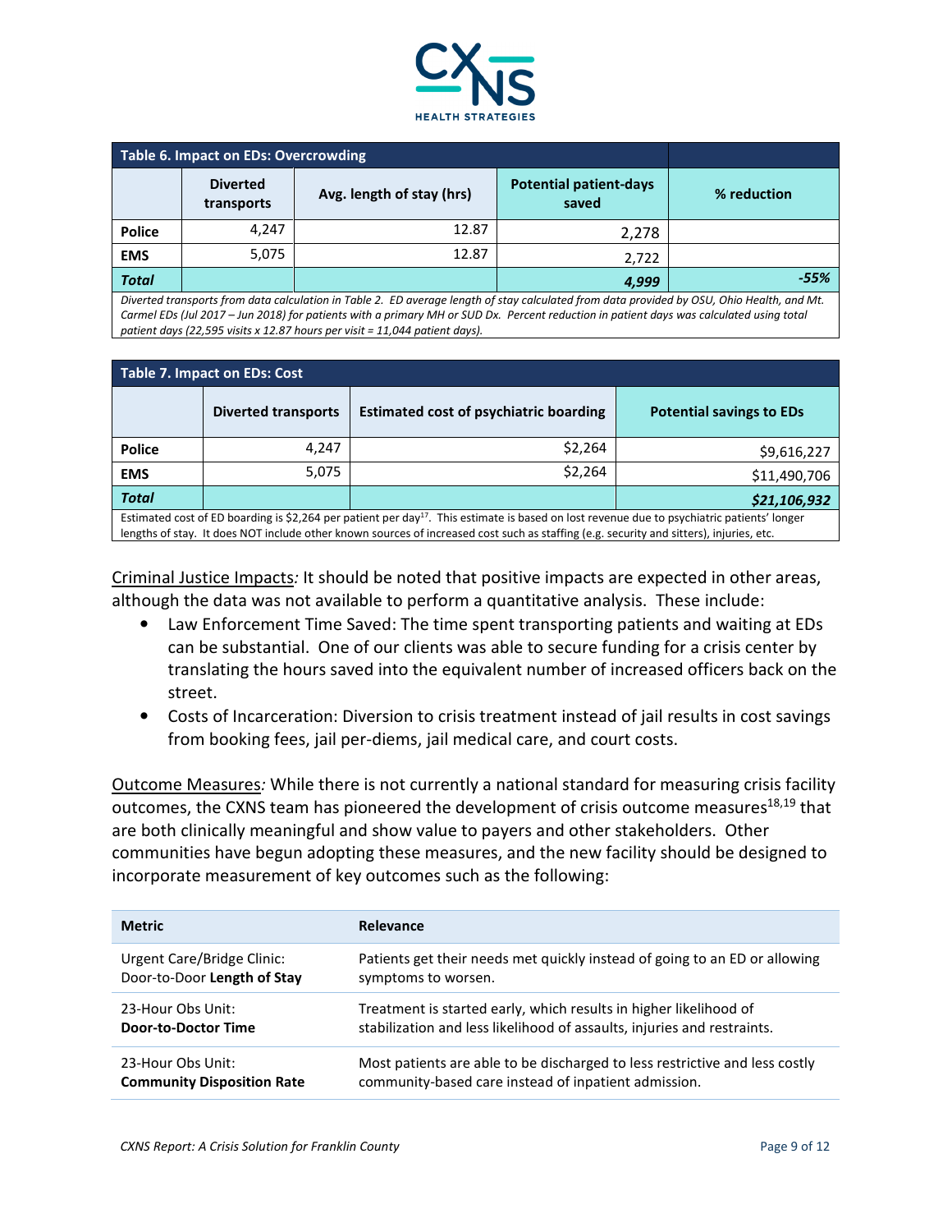| Table 6. Impact on EDs: Overcrowding | | | | |
|---|---|---|---|---|
| | Diverted transports | Avg. length of stay (hrs) | Potential patient-days saved | % reduction |
| Police | 4,247 | 12.87 | 2,278 | |
| EMS | 5,075 | 12.87 | 2,722 | |
| ***Total*** | | | ***4,999*** | ***-55%*** |

*Diverted transports from data calculation in Table 2. ED average length of stay calculated from data provided by OSU, Ohio Health, and Mt. Carmel EDs (Jul 2017 – Jun 2018) for patients with a primary MH or SUD Dx. Percent reduction in patient days was calculated using total patient days (22,595 visits x 12.87 hours per visit = 11,044 patient days).*

| Table 7. Impact on EDs: Cost | | | |
|---|---|---|---|
| | Diverted transports | Estimated cost of psychiatric boarding | Potential savings to EDs |
| Police | 4,247 | $2,264 | $9,616,227 |
| EMS | 5,075 | $2,264 | $11,490,706 |
| ***Total*** | | | ***$21,106,932*** |

Estimated cost of ED boarding is $2,264 per patient per day[17]. This estimate is based on lost revenue due to psychiatric patients' longer lengths of stay. It does NOT include other known sources of increased cost such as staffing (e.g. security and sitters), injuries, etc.

Criminal Justice Impacts*:* It should be noted that positive impacts are expected in other areas, although the data was not available to perform a quantitative analysis. These include:

- Law Enforcement Time Saved: The time spent transporting patients and waiting at EDs can be substantial. One of our clients was able to secure funding for a crisis center by translating the hours saved into the equivalent number of increased officers back on the street.
- Costs of Incarceration: Diversion to crisis treatment instead of jail results in cost savings from booking fees, jail per-diems, jail medical care, and court costs.

Outcome Measures*:* While there is not currently a national standard for measuring crisis facility outcomes, the CXNS team has pioneered the development of crisis outcome measures[18,19] that are both clinically meaningful and show value to payers and other stakeholders. Other communities have begun adopting these measures, and the new facility should be designed to incorporate measurement of key outcomes such as the following:

| Metric | Relevance |
|---|---|
| Urgent Care/Bridge Clinic: Door-to-Door **Length of Stay** | Patients get their needs met quickly instead of going to an ED or allowing symptoms to worsen. |
| 23-Hour Obs Unit: **Door-to-Doctor Time** | Treatment is started early, which results in higher likelihood of stabilization and less likelihood of assaults, injuries and restraints. |
| 23-Hour Obs Unit: **Community Disposition Rate** | Most patients are able to be discharged to less restrictive and less costly community-based care instead of inpatient admission. |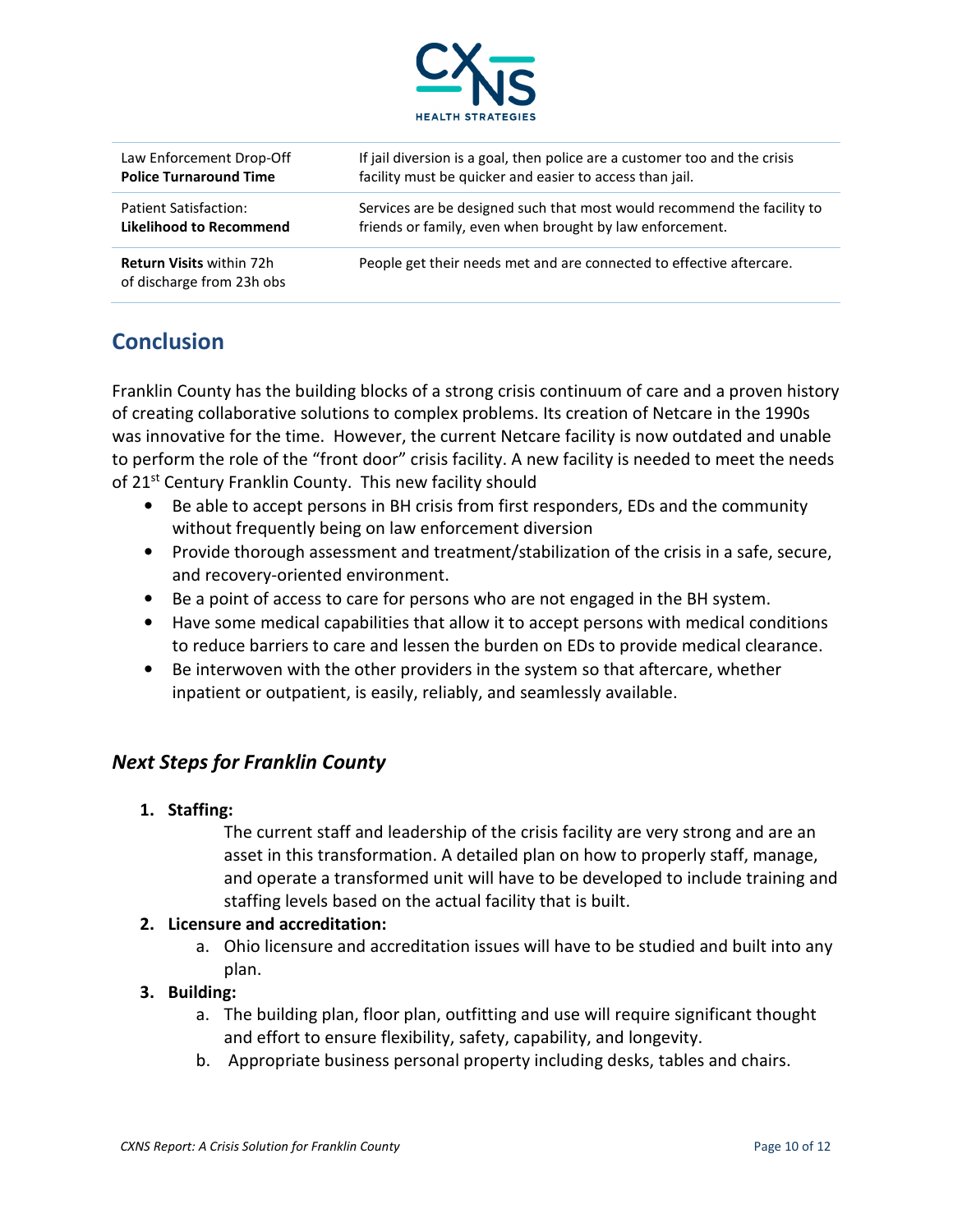| | |
|---|---|
| Law Enforcement Drop-Off<br>**Police Turnaround Time** | If jail diversion is a goal, then police are a customer too and the crisis facility must be quicker and easier to access than jail. |
| Patient Satisfaction:<br>**Likelihood to Recommend** | Services are be designed such that most would recommend the facility to friends or family, even when brought by law enforcement. |
| **Return Visits** within 72h of discharge from 23h obs | People get their needs met and are connected to effective aftercare. |

## Conclusion

Franklin County has the building blocks of a strong crisis continuum of care and a proven history of creating collaborative solutions to complex problems. Its creation of Netcare in the 1990s was innovative for the time. However, the current Netcare facility is now outdated and unable to perform the role of the "front door" crisis facility. A new facility is needed to meet the needs of 21st Century Franklin County. This new facility should

- Be able to accept persons in BH crisis from first responders, EDs and the community without frequently being on law enforcement diversion
- Provide thorough assessment and treatment/stabilization of the crisis in a safe, secure, and recovery-oriented environment.
- Be a point of access to care for persons who are not engaged in the BH system.
- Have some medical capabilities that allow it to accept persons with medical conditions to reduce barriers to care and lessen the burden on EDs to provide medical clearance.
- Be interwoven with the other providers in the system so that aftercare, whether inpatient or outpatient, is easily, reliably, and seamlessly available.

### *Next Steps for Franklin County*

1. **Staffing:**
   The current staff and leadership of the crisis facility are very strong and are an asset in this transformation. A detailed plan on how to properly staff, manage, and operate a transformed unit will have to be developed to include training and staffing levels based on the actual facility that is built.
2. **Licensure and accreditation:**
   a. Ohio licensure and accreditation issues will have to be studied and built into any plan.
3. **Building:**
   a. The building plan, floor plan, outfitting and use will require significant thought and effort to ensure flexibility, safety, capability, and longevity.
   b. Appropriate business personal property including desks, tables and chairs.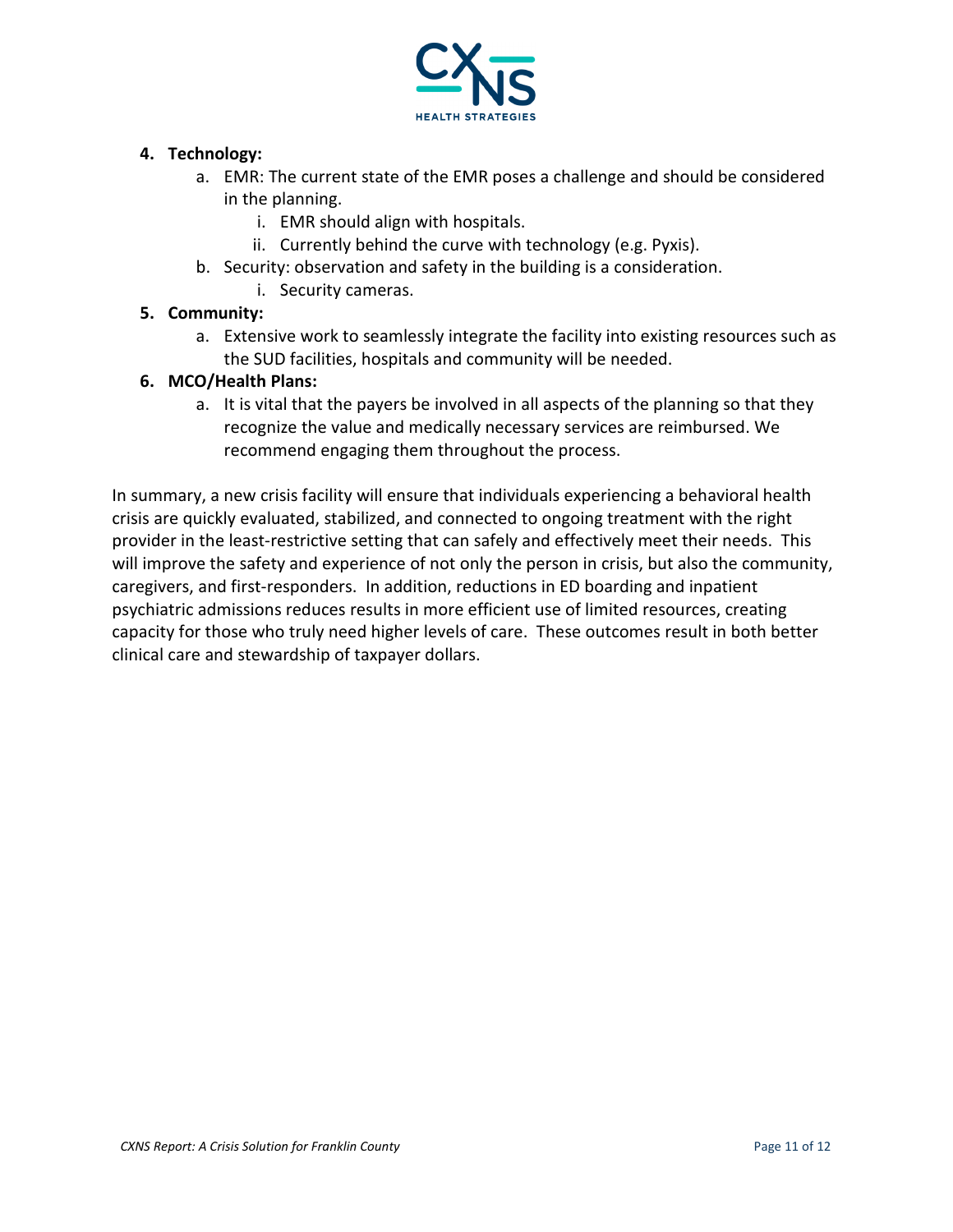4. **Technology:**
    a. EMR: The current state of the EMR poses a challenge and should be considered in the planning.
        i. EMR should align with hospitals.
        ii. Currently behind the curve with technology (e.g. Pyxis).
    b. Security: observation and safety in the building is a consideration.
        i. Security cameras.
5. **Community:**
    a. Extensive work to seamlessly integrate the facility into existing resources such as the SUD facilities, hospitals and community will be needed.
6. **MCO/Health Plans:**
    a. It is vital that the payers be involved in all aspects of the planning so that they recognize the value and medically necessary services are reimbursed. We recommend engaging them throughout the process.

In summary, a new crisis facility will ensure that individuals experiencing a behavioral health crisis are quickly evaluated, stabilized, and connected to ongoing treatment with the right provider in the least-restrictive setting that can safely and effectively meet their needs. This will improve the safety and experience of not only the person in crisis, but also the community, caregivers, and first-responders. In addition, reductions in ED boarding and inpatient psychiatric admissions reduces results in more efficient use of limited resources, creating capacity for those who truly need higher levels of care. These outcomes result in both better clinical care and stewardship of taxpayer dollars.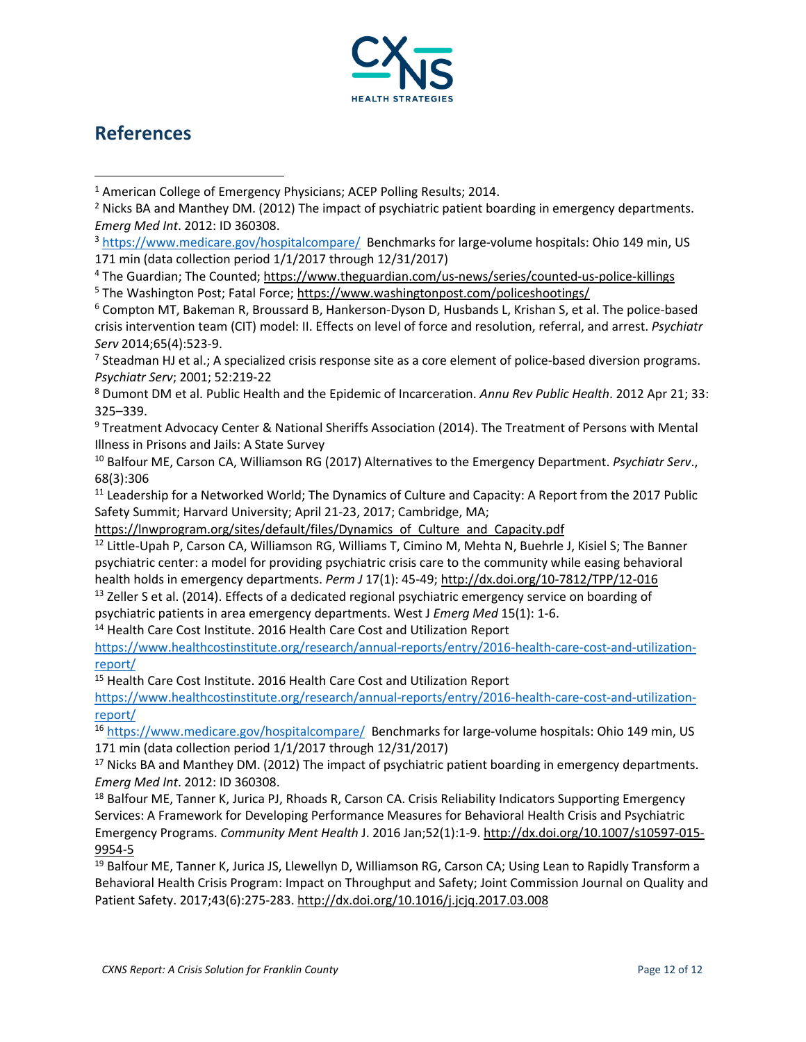## References

[1] American College of Emergency Physicians; ACEP Polling Results; 2014.

[2] Nicks BA and Manthey DM. (2012) The impact of psychiatric patient boarding in emergency departments. *Emerg Med Int*. 2012: ID 360308.

[3] https://www.medicare.gov/hospitalcompare/ Benchmarks for large-volume hospitals: Ohio 149 min, US 171 min (data collection period 1/1/2017 through 12/31/2017)

[4] The Guardian; The Counted; https://www.theguardian.com/us-news/series/counted-us-police-killings

[5] The Washington Post; Fatal Force; https://www.washingtonpost.com/policeshootings/

[6] Compton MT, Bakeman R, Broussard B, Hankerson-Dyson D, Husbands L, Krishan S, et al. The police-based crisis intervention team (CIT) model: II. Effects on level of force and resolution, referral, and arrest. *Psychiatr Serv* 2014;65(4):523-9.

[7] Steadman HJ et al.; A specialized crisis response site as a core element of police-based diversion programs. *Psychiatr Serv*; 2001; 52:219-22

[8] Dumont DM et al. Public Health and the Epidemic of Incarceration. *Annu Rev Public Health*. 2012 Apr 21; 33: 325–339.

[9] Treatment Advocacy Center & National Sheriffs Association (2014). The Treatment of Persons with Mental Illness in Prisons and Jails: A State Survey

[10] Balfour ME, Carson CA, Williamson RG (2017) Alternatives to the Emergency Department. *Psychiatr Serv*., 68(3):306

[11] Leadership for a Networked World; The Dynamics of Culture and Capacity: A Report from the 2017 Public Safety Summit; Harvard University; April 21-23, 2017; Cambridge, MA; https://lnwprogram.org/sites/default/files/Dynamics_of_Culture_and_Capacity.pdf

[12] Little-Upah P, Carson CA, Williamson RG, Williams T, Cimino M, Mehta N, Buehrle J, Kisiel S; The Banner psychiatric center: a model for providing psychiatric crisis care to the community while easing behavioral health holds in emergency departments. *Perm J* 17(1): 45-49; http://dx.doi.org/10-7812/TPP/12-016

[13] Zeller S et al. (2014). Effects of a dedicated regional psychiatric emergency service on boarding of psychiatric patients in area emergency departments. West J *Emerg Med* 15(1): 1-6.

[14] Health Care Cost Institute. 2016 Health Care Cost and Utilization Report https://www.healthcostinstitute.org/research/annual-reports/entry/2016-health-care-cost-and-utilization-report/

[15] Health Care Cost Institute. 2016 Health Care Cost and Utilization Report https://www.healthcostinstitute.org/research/annual-reports/entry/2016-health-care-cost-and-utilization-report/

[16] https://www.medicare.gov/hospitalcompare/ Benchmarks for large-volume hospitals: Ohio 149 min, US 171 min (data collection period 1/1/2017 through 12/31/2017)

[17] Nicks BA and Manthey DM. (2012) The impact of psychiatric patient boarding in emergency departments. *Emerg Med Int*. 2012: ID 360308.

[18] Balfour ME, Tanner K, Jurica PJ, Rhoads R, Carson CA. Crisis Reliability Indicators Supporting Emergency Services: A Framework for Developing Performance Measures for Behavioral Health Crisis and Psychiatric Emergency Programs. *Community Ment Health* J. 2016 Jan;52(1):1-9. http://dx.doi.org/10.1007/s10597-015-9954-5

[19] Balfour ME, Tanner K, Jurica JS, Llewellyn D, Williamson RG, Carson CA; Using Lean to Rapidly Transform a Behavioral Health Crisis Program: Impact on Throughput and Safety; Joint Commission Journal on Quality and Patient Safety. 2017;43(6):275-283. http://dx.doi.org/10.1016/j.jcjq.2017.03.008